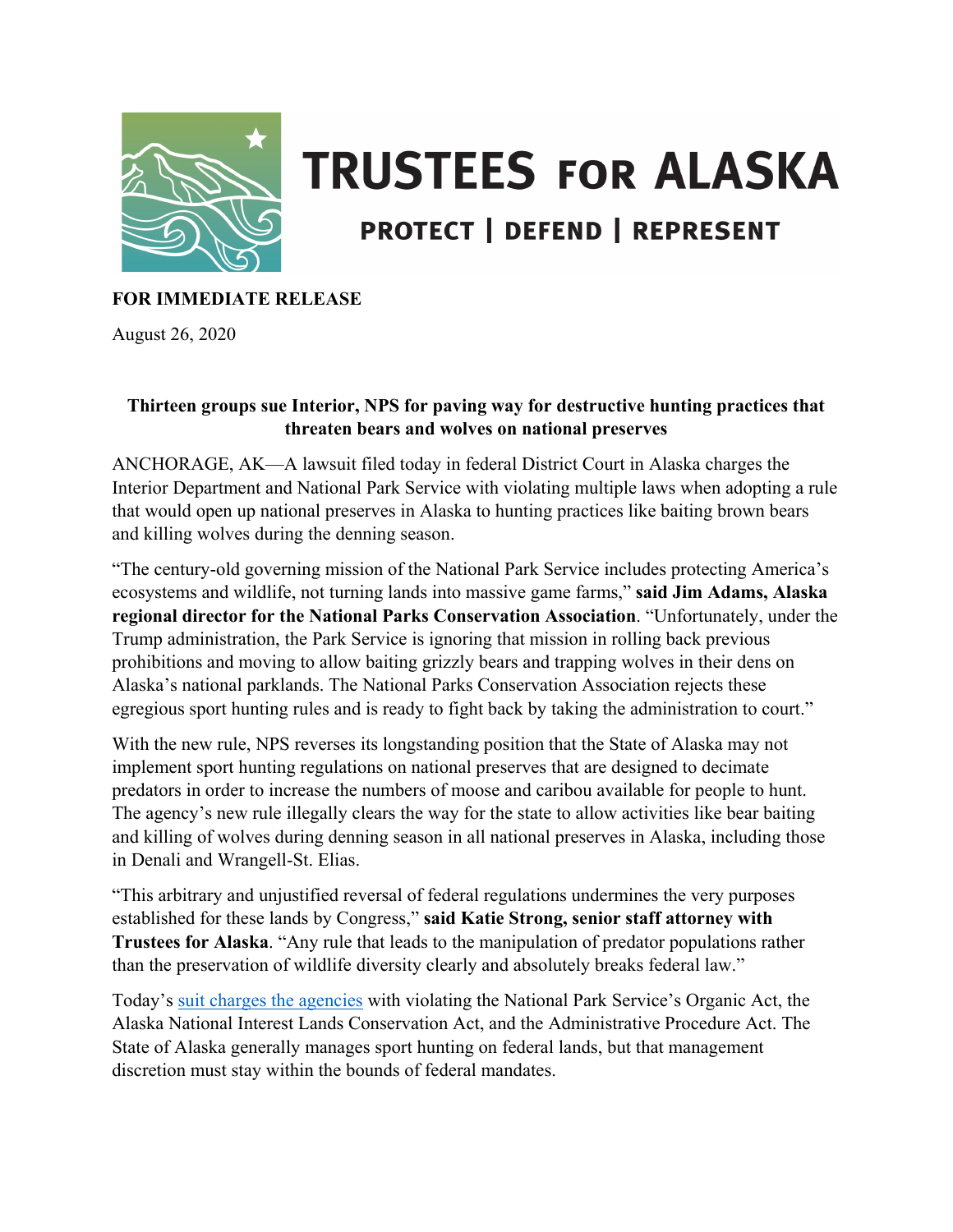# TRUSTEES FOR ALASKA

PROTECT | DEFEND | REPRESENT

**FOR IMMEDIATE RELEASE**

August 26, 2020

**Thirteen groups sue Interior, NPS for paving way for destructive hunting practices that threaten bears and wolves on national preserves**

ANCHORAGE, AK—A lawsuit filed today in federal District Court in Alaska charges the Interior Department and National Park Service with violating multiple laws when adopting a rule that would open up national preserves in Alaska to hunting practices like baiting brown bears and killing wolves during the denning season.

"The century-old governing mission of the National Park Service includes protecting America's ecosystems and wildlife, not turning lands into massive game farms," **said Jim Adams, Alaska regional director for the National Parks Conservation Association**. "Unfortunately, under the Trump administration, the Park Service is ignoring that mission in rolling back previous prohibitions and moving to allow baiting grizzly bears and trapping wolves in their dens on Alaska's national parklands. The National Parks Conservation Association rejects these egregious sport hunting rules and is ready to fight back by taking the administration to court."

With the new rule, NPS reverses its longstanding position that the State of Alaska may not implement sport hunting regulations on national preserves that are designed to decimate predators in order to increase the numbers of moose and caribou available for people to hunt. The agency's new rule illegally clears the way for the state to allow activities like bear baiting and killing of wolves during denning season in all national preserves in Alaska, including those in Denali and Wrangell-St. Elias.

"This arbitrary and unjustified reversal of federal regulations undermines the very purposes established for these lands by Congress," **said Katie Strong, senior staff attorney with Trustees for Alaska**. "Any rule that leads to the manipulation of predator populations rather than the preservation of wildlife diversity clearly and absolutely breaks federal law."

Today's suit charges the agencies with violating the National Park Service's Organic Act, the Alaska National Interest Lands Conservation Act, and the Administrative Procedure Act. The State of Alaska generally manages sport hunting on federal lands, but that management discretion must stay within the bounds of federal mandates.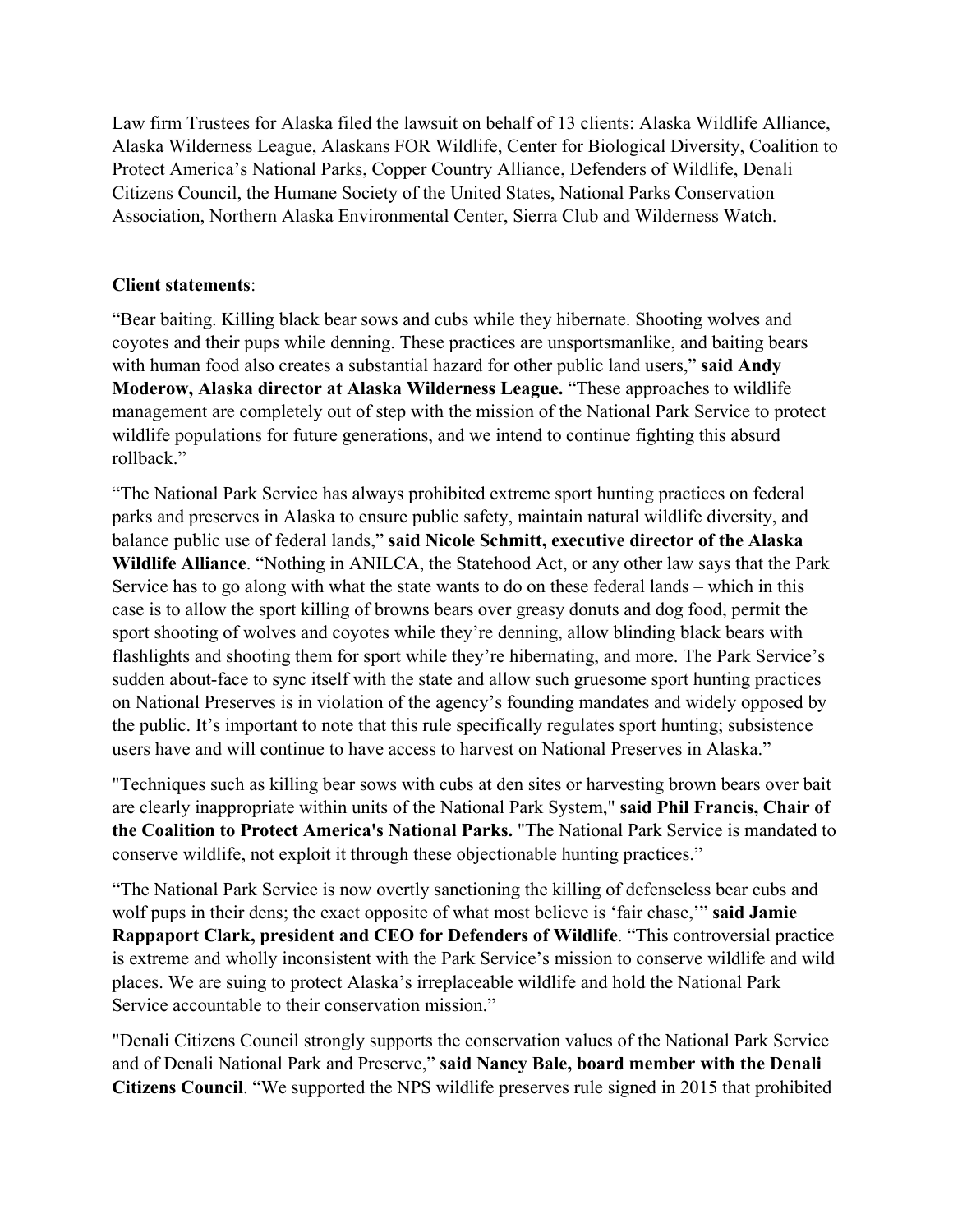Law firm Trustees for Alaska filed the lawsuit on behalf of 13 clients: Alaska Wildlife Alliance, Alaska Wilderness League, Alaskans FOR Wildlife, Center for Biological Diversity, Coalition to Protect America's National Parks, Copper Country Alliance, Defenders of Wildlife, Denali Citizens Council, the Humane Society of the United States, National Parks Conservation Association, Northern Alaska Environmental Center, Sierra Club and Wilderness Watch.

**Client statements**:

"Bear baiting. Killing black bear sows and cubs while they hibernate. Shooting wolves and coyotes and their pups while denning. These practices are unsportsmanlike, and baiting bears with human food also creates a substantial hazard for other public land users," **said Andy Moderow, Alaska director at Alaska Wilderness League.** "These approaches to wildlife management are completely out of step with the mission of the National Park Service to protect wildlife populations for future generations, and we intend to continue fighting this absurd rollback."

"The National Park Service has always prohibited extreme sport hunting practices on federal parks and preserves in Alaska to ensure public safety, maintain natural wildlife diversity, and balance public use of federal lands," **said Nicole Schmitt, executive director of the Alaska Wildlife Alliance**. "Nothing in ANILCA, the Statehood Act, or any other law says that the Park Service has to go along with what the state wants to do on these federal lands – which in this case is to allow the sport killing of browns bears over greasy donuts and dog food, permit the sport shooting of wolves and coyotes while they're denning, allow blinding black bears with flashlights and shooting them for sport while they're hibernating, and more. The Park Service's sudden about-face to sync itself with the state and allow such gruesome sport hunting practices on National Preserves is in violation of the agency's founding mandates and widely opposed by the public. It's important to note that this rule specifically regulates sport hunting; subsistence users have and will continue to have access to harvest on National Preserves in Alaska."

"Techniques such as killing bear sows with cubs at den sites or harvesting brown bears over bait are clearly inappropriate within units of the National Park System," **said Phil Francis, Chair of the Coalition to Protect America's National Parks.** "The National Park Service is mandated to conserve wildlife, not exploit it through these objectionable hunting practices."

"The National Park Service is now overtly sanctioning the killing of defenseless bear cubs and wolf pups in their dens; the exact opposite of what most believe is 'fair chase,'" **said Jamie Rappaport Clark, president and CEO for Defenders of Wildlife**. "This controversial practice is extreme and wholly inconsistent with the Park Service's mission to conserve wildlife and wild places. We are suing to protect Alaska's irreplaceable wildlife and hold the National Park Service accountable to their conservation mission."

"Denali Citizens Council strongly supports the conservation values of the National Park Service and of Denali National Park and Preserve," **said Nancy Bale, board member with the Denali Citizens Council**. "We supported the NPS wildlife preserves rule signed in 2015 that prohibited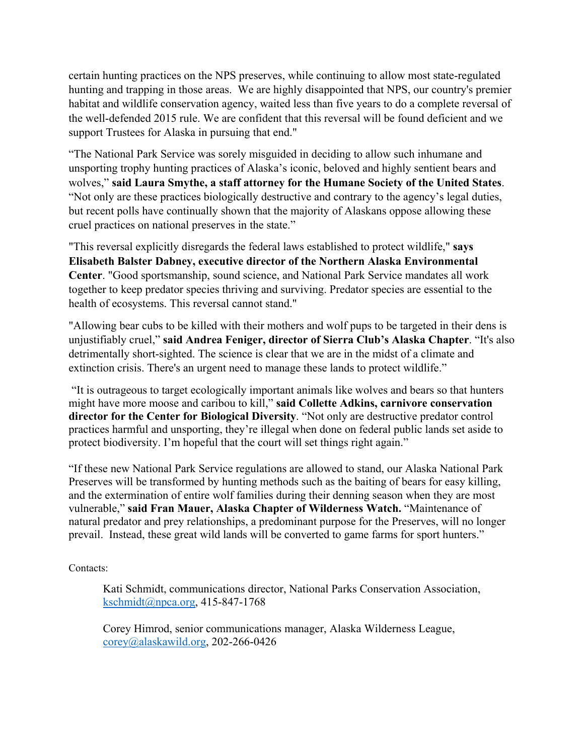certain hunting practices on the NPS preserves, while continuing to allow most state-regulated hunting and trapping in those areas. We are highly disappointed that NPS, our country's premier habitat and wildlife conservation agency, waited less than five years to do a complete reversal of the well-defended 2015 rule. We are confident that this reversal will be found deficient and we support Trustees for Alaska in pursuing that end."

"The National Park Service was sorely misguided in deciding to allow such inhumane and unsporting trophy hunting practices of Alaska's iconic, beloved and highly sentient bears and wolves," **said Laura Smythe, a staff attorney for the Humane Society of the United States**. "Not only are these practices biologically destructive and contrary to the agency's legal duties, but recent polls have continually shown that the majority of Alaskans oppose allowing these cruel practices on national preserves in the state."

"This reversal explicitly disregards the federal laws established to protect wildlife," **says Elisabeth Balster Dabney, executive director of the Northern Alaska Environmental Center**. "Good sportsmanship, sound science, and National Park Service mandates all work together to keep predator species thriving and surviving. Predator species are essential to the health of ecosystems. This reversal cannot stand."

"Allowing bear cubs to be killed with their mothers and wolf pups to be targeted in their dens is unjustifiably cruel," **said Andrea Feniger, director of Sierra Club's Alaska Chapter**. "It's also detrimentally short-sighted. The science is clear that we are in the midst of a climate and extinction crisis. There's an urgent need to manage these lands to protect wildlife."

"It is outrageous to target ecologically important animals like wolves and bears so that hunters might have more moose and caribou to kill," **said Collette Adkins, carnivore conservation director for the Center for Biological Diversity**. "Not only are destructive predator control practices harmful and unsporting, they're illegal when done on federal public lands set aside to protect biodiversity. I'm hopeful that the court will set things right again."

"If these new National Park Service regulations are allowed to stand, our Alaska National Park Preserves will be transformed by hunting methods such as the baiting of bears for easy killing, and the extermination of entire wolf families during their denning season when they are most vulnerable," **said Fran Mauer, Alaska Chapter of Wilderness Watch.** "Maintenance of natural predator and prey relationships, a predominant purpose for the Preserves, will no longer prevail. Instead, these great wild lands will be converted to game farms for sport hunters."

Contacts:

Kati Schmidt, communications director, National Parks Conservation Association, kschmidt@npca.org, 415-847-1768

Corey Himrod, senior communications manager, Alaska Wilderness League, corey@alaskawild.org, 202-266-0426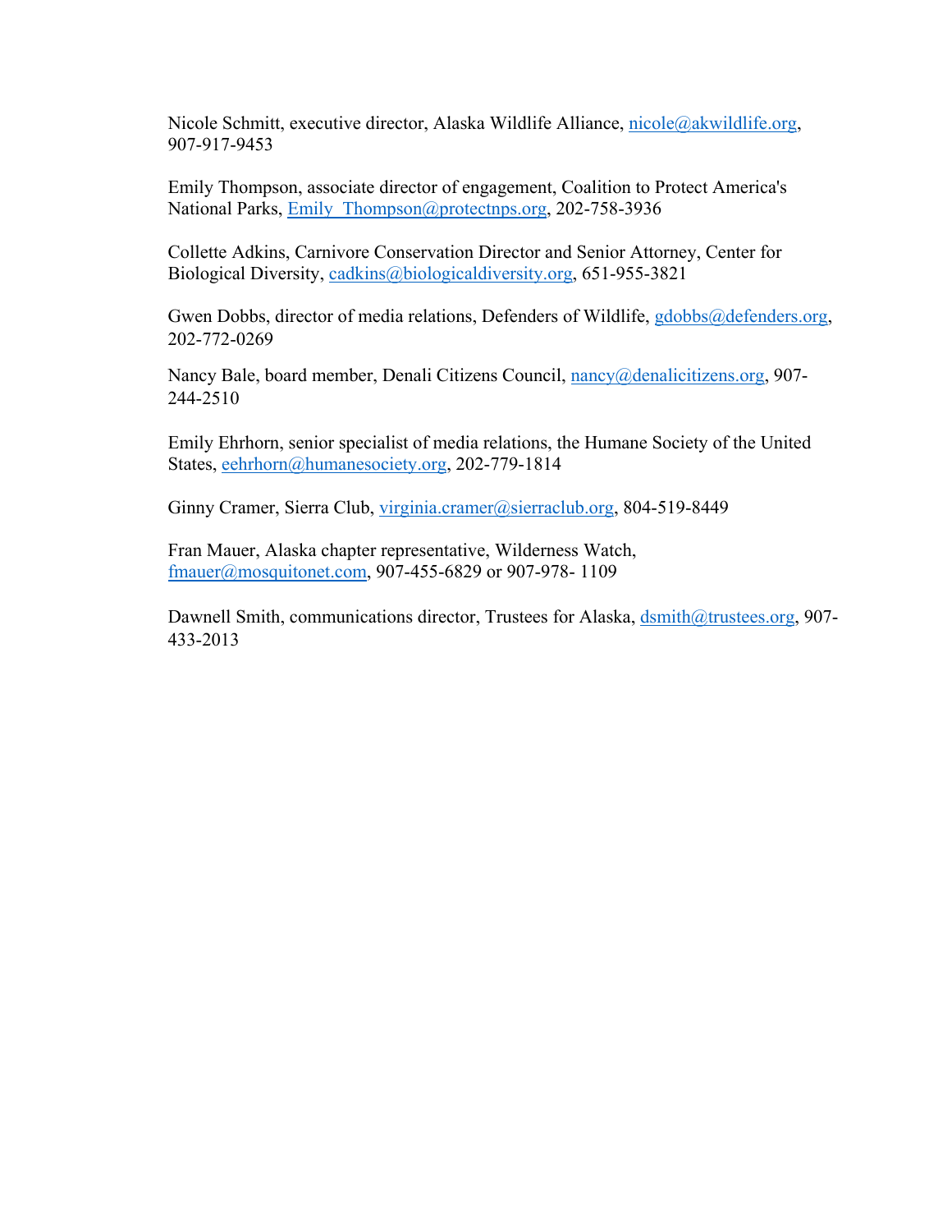Nicole Schmitt, executive director, Alaska Wildlife Alliance, nicole@akwildlife.org, 907-917-9453

Emily Thompson, associate director of engagement, Coalition to Protect America's National Parks, Emily_Thompson@protectnps.org, 202-758-3936

Collette Adkins, Carnivore Conservation Director and Senior Attorney, Center for Biological Diversity, cadkins@biologicaldiversity.org, 651-955-3821

Gwen Dobbs, director of media relations, Defenders of Wildlife, gdobbs@defenders.org, 202-772-0269

Nancy Bale, board member, Denali Citizens Council, nancy@denalicitizens.org, 907-244-2510

Emily Ehrhorn, senior specialist of media relations, the Humane Society of the United States, eehrhorn@humanesociety.org, 202-779-1814

Ginny Cramer, Sierra Club, virginia.cramer@sierraclub.org, 804-519-8449

Fran Mauer, Alaska chapter representative, Wilderness Watch, fmauer@mosquitonet.com, 907-455-6829 or 907-978- 1109

Dawnell Smith, communications director, Trustees for Alaska, dsmith@trustees.org, 907-433-2013